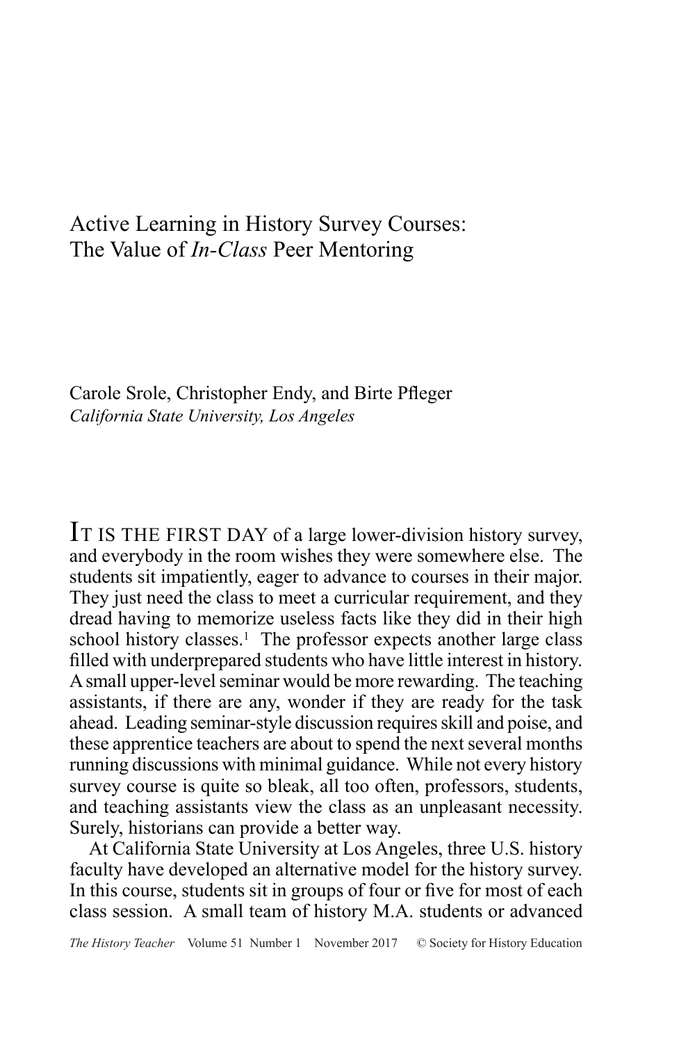# Active Learning in History Survey Courses: The Value of *In-Class* Peer Mentoring

Carole Srole, Christopher Endy, and Birte Pfleger
*California State University, Los Angeles*

IT IS THE FIRST DAY of a large lower-division history survey, and everybody in the room wishes they were somewhere else. The students sit impatiently, eager to advance to courses in their major. They just need the class to meet a curricular requirement, and they dread having to memorize useless facts like they did in their high school history classes.[1] The professor expects another large class filled with underprepared students who have little interest in history. A small upper-level seminar would be more rewarding. The teaching assistants, if there are any, wonder if they are ready for the task ahead. Leading seminar-style discussion requires skill and poise, and these apprentice teachers are about to spend the next several months running discussions with minimal guidance. While not every history survey course is quite so bleak, all too often, professors, students, and teaching assistants view the class as an unpleasant necessity. Surely, historians can provide a better way.

At California State University at Los Angeles, three U.S. history faculty have developed an alternative model for the history survey. In this course, students sit in groups of four or five for most of each class session. A small team of history M.A. students or advanced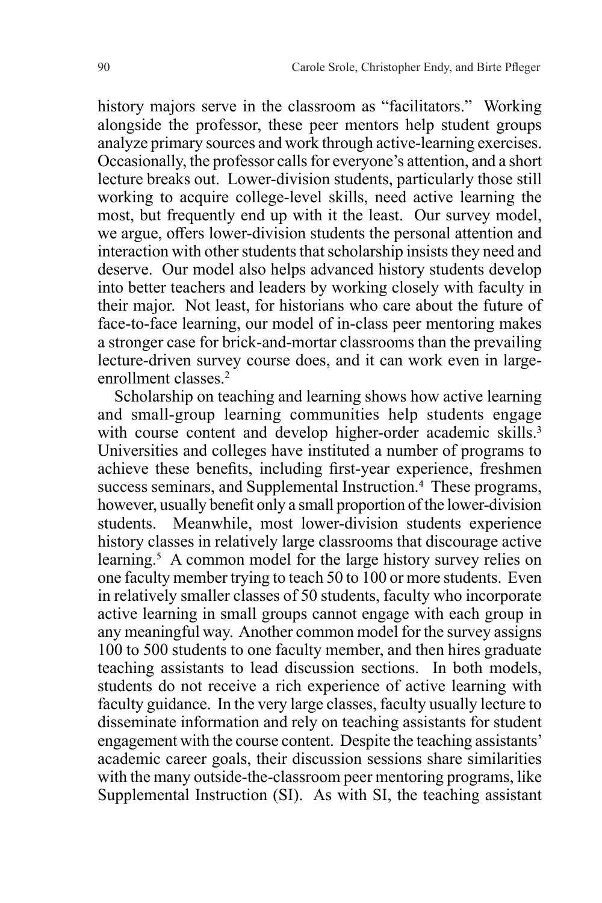history majors serve in the classroom as "facilitators." Working alongside the professor, these peer mentors help student groups analyze primary sources and work through active-learning exercises. Occasionally, the professor calls for everyone's attention, and a short lecture breaks out. Lower-division students, particularly those still working to acquire college-level skills, need active learning the most, but frequently end up with it the least. Our survey model, we argue, offers lower-division students the personal attention and interaction with other students that scholarship insists they need and deserve. Our model also helps advanced history students develop into better teachers and leaders by working closely with faculty in their major. Not least, for historians who care about the future of face-to-face learning, our model of in-class peer mentoring makes a stronger case for brick-and-mortar classrooms than the prevailing lecture-driven survey course does, and it can work even in large-enrollment classes.[2]

Scholarship on teaching and learning shows how active learning and small-group learning communities help students engage with course content and develop higher-order academic skills.[3] Universities and colleges have instituted a number of programs to achieve these benefits, including first-year experience, freshmen success seminars, and Supplemental Instruction.[4] These programs, however, usually benefit only a small proportion of the lower-division students. Meanwhile, most lower-division students experience history classes in relatively large classrooms that discourage active learning.[5] A common model for the large history survey relies on one faculty member trying to teach 50 to 100 or more students. Even in relatively smaller classes of 50 students, faculty who incorporate active learning in small groups cannot engage with each group in any meaningful way. Another common model for the survey assigns 100 to 500 students to one faculty member, and then hires graduate teaching assistants to lead discussion sections. In both models, students do not receive a rich experience of active learning with faculty guidance. In the very large classes, faculty usually lecture to disseminate information and rely on teaching assistants for student engagement with the course content. Despite the teaching assistants' academic career goals, their discussion sessions share similarities with the many outside-the-classroom peer mentoring programs, like Supplemental Instruction (SI). As with SI, the teaching assistant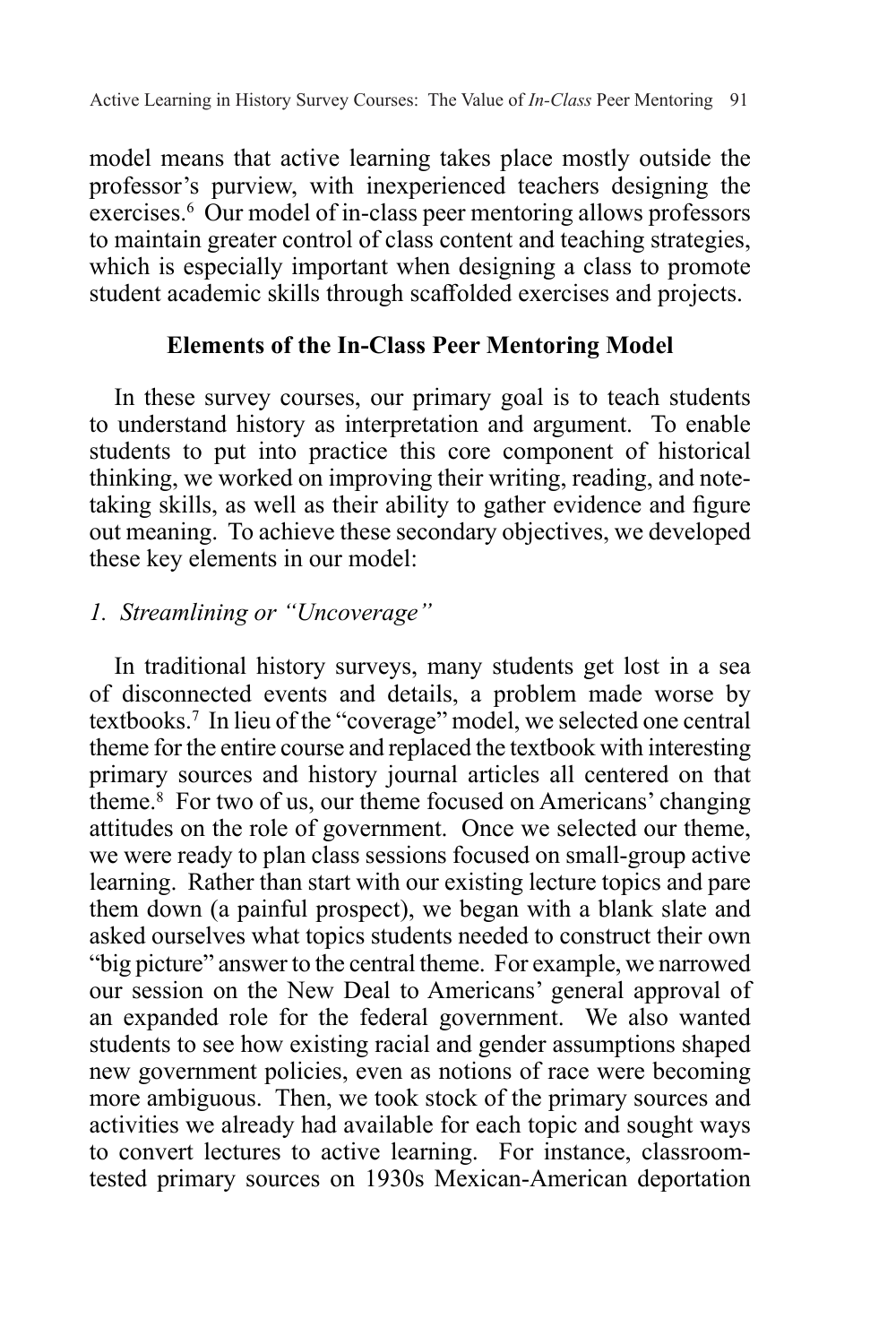model means that active learning takes place mostly outside the professor's purview, with inexperienced teachers designing the exercises.[6] Our model of in-class peer mentoring allows professors to maintain greater control of class content and teaching strategies, which is especially important when designing a class to promote student academic skills through scaffolded exercises and projects.

## Elements of the In-Class Peer Mentoring Model

In these survey courses, our primary goal is to teach students to understand history as interpretation and argument. To enable students to put into practice this core component of historical thinking, we worked on improving their writing, reading, and note-taking skills, as well as their ability to gather evidence and figure out meaning. To achieve these secondary objectives, we developed these key elements in our model:

### *1. Streamlining or "Uncoverage"*

In traditional history surveys, many students get lost in a sea of disconnected events and details, a problem made worse by textbooks.[7] In lieu of the "coverage" model, we selected one central theme for the entire course and replaced the textbook with interesting primary sources and history journal articles all centered on that theme.[8] For two of us, our theme focused on Americans' changing attitudes on the role of government. Once we selected our theme, we were ready to plan class sessions focused on small-group active learning. Rather than start with our existing lecture topics and pare them down (a painful prospect), we began with a blank slate and asked ourselves what topics students needed to construct their own "big picture" answer to the central theme. For example, we narrowed our session on the New Deal to Americans' general approval of an expanded role for the federal government. We also wanted students to see how existing racial and gender assumptions shaped new government policies, even as notions of race were becoming more ambiguous. Then, we took stock of the primary sources and activities we already had available for each topic and sought ways to convert lectures to active learning. For instance, classroom-tested primary sources on 1930s Mexican-American deportation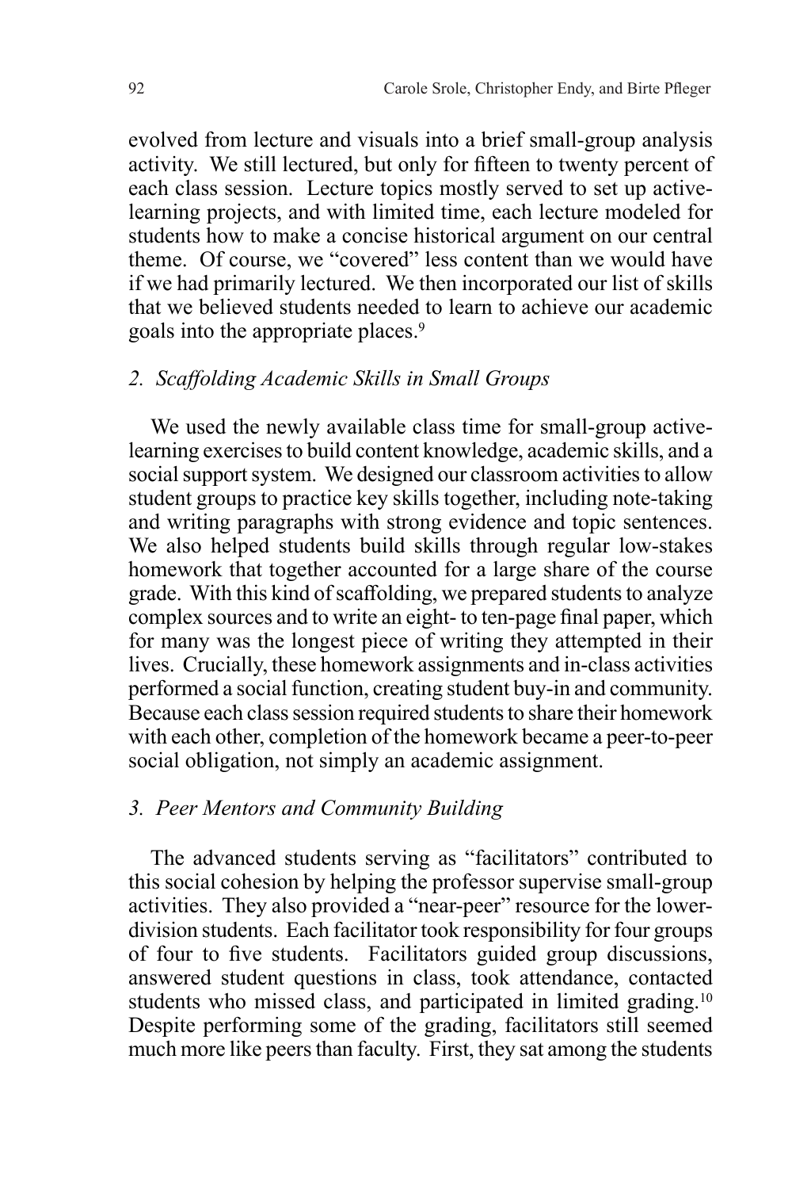evolved from lecture and visuals into a brief small-group analysis activity. We still lectured, but only for fifteen to twenty percent of each class session. Lecture topics mostly served to set up active-learning projects, and with limited time, each lecture modeled for students how to make a concise historical argument on our central theme. Of course, we "covered" less content than we would have if we had primarily lectured. We then incorporated our list of skills that we believed students needed to learn to achieve our academic goals into the appropriate places.[9]

### *2. Scaffolding Academic Skills in Small Groups*

We used the newly available class time for small-group active-learning exercises to build content knowledge, academic skills, and a social support system. We designed our classroom activities to allow student groups to practice key skills together, including note-taking and writing paragraphs with strong evidence and topic sentences. We also helped students build skills through regular low-stakes homework that together accounted for a large share of the course grade. With this kind of scaffolding, we prepared students to analyze complex sources and to write an eight- to ten-page final paper, which for many was the longest piece of writing they attempted in their lives. Crucially, these homework assignments and in-class activities performed a social function, creating student buy-in and community. Because each class session required students to share their homework with each other, completion of the homework became a peer-to-peer social obligation, not simply an academic assignment.

### *3. Peer Mentors and Community Building*

The advanced students serving as "facilitators" contributed to this social cohesion by helping the professor supervise small-group activities. They also provided a "near-peer" resource for the lower-division students. Each facilitator took responsibility for four groups of four to five students. Facilitators guided group discussions, answered student questions in class, took attendance, contacted students who missed class, and participated in limited grading.[10] Despite performing some of the grading, facilitators still seemed much more like peers than faculty. First, they sat among the students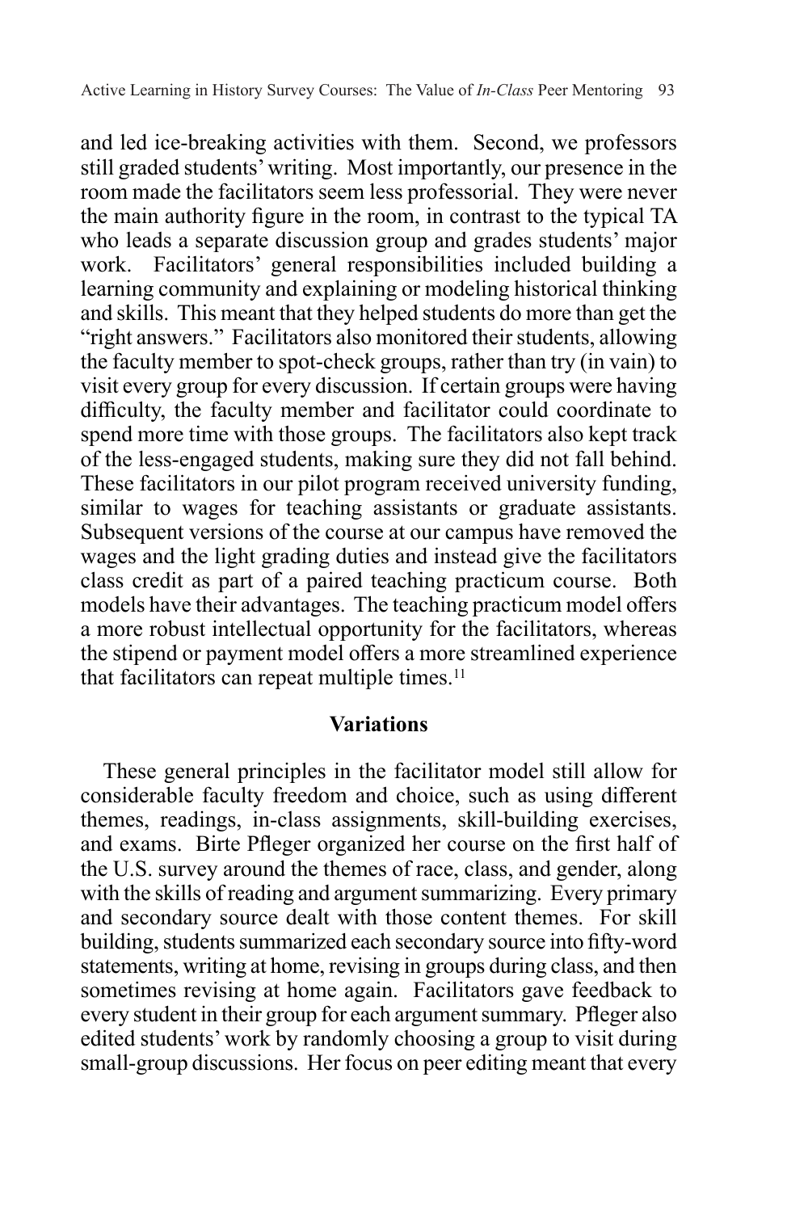and led ice-breaking activities with them. Second, we professors still graded students' writing. Most importantly, our presence in the room made the facilitators seem less professorial. They were never the main authority figure in the room, in contrast to the typical TA who leads a separate discussion group and grades students' major work. Facilitators' general responsibilities included building a learning community and explaining or modeling historical thinking and skills. This meant that they helped students do more than get the "right answers." Facilitators also monitored their students, allowing the faculty member to spot-check groups, rather than try (in vain) to visit every group for every discussion. If certain groups were having difficulty, the faculty member and facilitator could coordinate to spend more time with those groups. The facilitators also kept track of the less-engaged students, making sure they did not fall behind. These facilitators in our pilot program received university funding, similar to wages for teaching assistants or graduate assistants. Subsequent versions of the course at our campus have removed the wages and the light grading duties and instead give the facilitators class credit as part of a paired teaching practicum course. Both models have their advantages. The teaching practicum model offers a more robust intellectual opportunity for the facilitators, whereas the stipend or payment model offers a more streamlined experience that facilitators can repeat multiple times.[11]

## Variations

These general principles in the facilitator model still allow for considerable faculty freedom and choice, such as using different themes, readings, in-class assignments, skill-building exercises, and exams. Birte Pfleger organized her course on the first half of the U.S. survey around the themes of race, class, and gender, along with the skills of reading and argument summarizing. Every primary and secondary source dealt with those content themes. For skill building, students summarized each secondary source into fifty-word statements, writing at home, revising in groups during class, and then sometimes revising at home again. Facilitators gave feedback to every student in their group for each argument summary. Pfleger also edited students' work by randomly choosing a group to visit during small-group discussions. Her focus on peer editing meant that every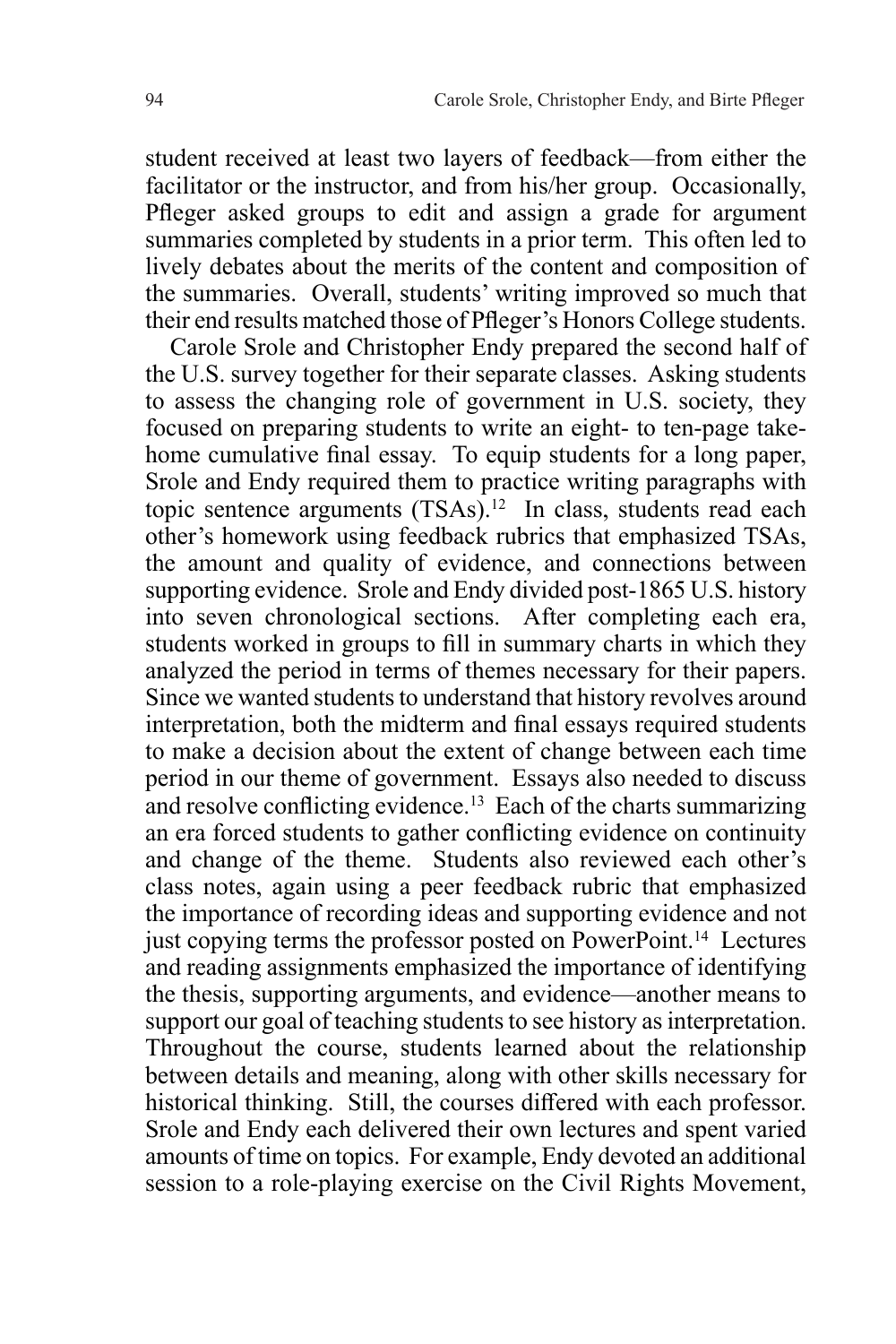student received at least two layers of feedback—from either the facilitator or the instructor, and from his/her group. Occasionally, Pfleger asked groups to edit and assign a grade for argument summaries completed by students in a prior term. This often led to lively debates about the merits of the content and composition of the summaries. Overall, students' writing improved so much that their end results matched those of Pfleger's Honors College students.

Carole Srole and Christopher Endy prepared the second half of the U.S. survey together for their separate classes. Asking students to assess the changing role of government in U.S. society, they focused on preparing students to write an eight- to ten-page take-home cumulative final essay. To equip students for a long paper, Srole and Endy required them to practice writing paragraphs with topic sentence arguments (TSAs).[12] In class, students read each other's homework using feedback rubrics that emphasized TSAs, the amount and quality of evidence, and connections between supporting evidence. Srole and Endy divided post-1865 U.S. history into seven chronological sections. After completing each era, students worked in groups to fill in summary charts in which they analyzed the period in terms of themes necessary for their papers. Since we wanted students to understand that history revolves around interpretation, both the midterm and final essays required students to make a decision about the extent of change between each time period in our theme of government. Essays also needed to discuss and resolve conflicting evidence.[13] Each of the charts summarizing an era forced students to gather conflicting evidence on continuity and change of the theme. Students also reviewed each other's class notes, again using a peer feedback rubric that emphasized the importance of recording ideas and supporting evidence and not just copying terms the professor posted on PowerPoint.[14] Lectures and reading assignments emphasized the importance of identifying the thesis, supporting arguments, and evidence—another means to support our goal of teaching students to see history as interpretation. Throughout the course, students learned about the relationship between details and meaning, along with other skills necessary for historical thinking. Still, the courses differed with each professor. Srole and Endy each delivered their own lectures and spent varied amounts of time on topics. For example, Endy devoted an additional session to a role-playing exercise on the Civil Rights Movement,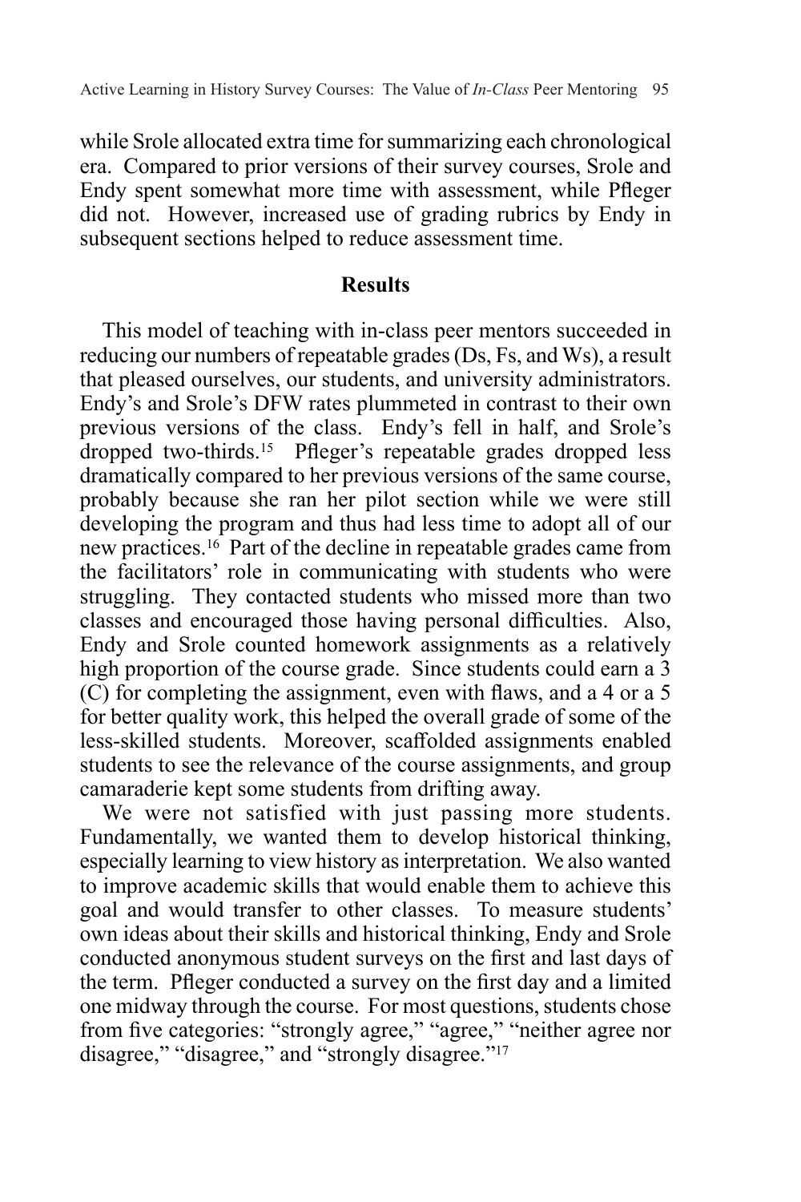while Srole allocated extra time for summarizing each chronological era. Compared to prior versions of their survey courses, Srole and Endy spent somewhat more time with assessment, while Pfleger did not. However, increased use of grading rubrics by Endy in subsequent sections helped to reduce assessment time.

## Results

This model of teaching with in-class peer mentors succeeded in reducing our numbers of repeatable grades (Ds, Fs, and Ws), a result that pleased ourselves, our students, and university administrators. Endy's and Srole's DFW rates plummeted in contrast to their own previous versions of the class. Endy's fell in half, and Srole's dropped two-thirds.[15] Pfleger's repeatable grades dropped less dramatically compared to her previous versions of the same course, probably because she ran her pilot section while we were still developing the program and thus had less time to adopt all of our new practices.[16] Part of the decline in repeatable grades came from the facilitators' role in communicating with students who were struggling. They contacted students who missed more than two classes and encouraged those having personal difficulties. Also, Endy and Srole counted homework assignments as a relatively high proportion of the course grade. Since students could earn a 3 (C) for completing the assignment, even with flaws, and a 4 or a 5 for better quality work, this helped the overall grade of some of the less-skilled students. Moreover, scaffolded assignments enabled students to see the relevance of the course assignments, and group camaraderie kept some students from drifting away.

We were not satisfied with just passing more students. Fundamentally, we wanted them to develop historical thinking, especially learning to view history as interpretation. We also wanted to improve academic skills that would enable them to achieve this goal and would transfer to other classes. To measure students' own ideas about their skills and historical thinking, Endy and Srole conducted anonymous student surveys on the first and last days of the term. Pfleger conducted a survey on the first day and a limited one midway through the course. For most questions, students chose from five categories: "strongly agree," "agree," "neither agree nor disagree," "disagree," and "strongly disagree."[17]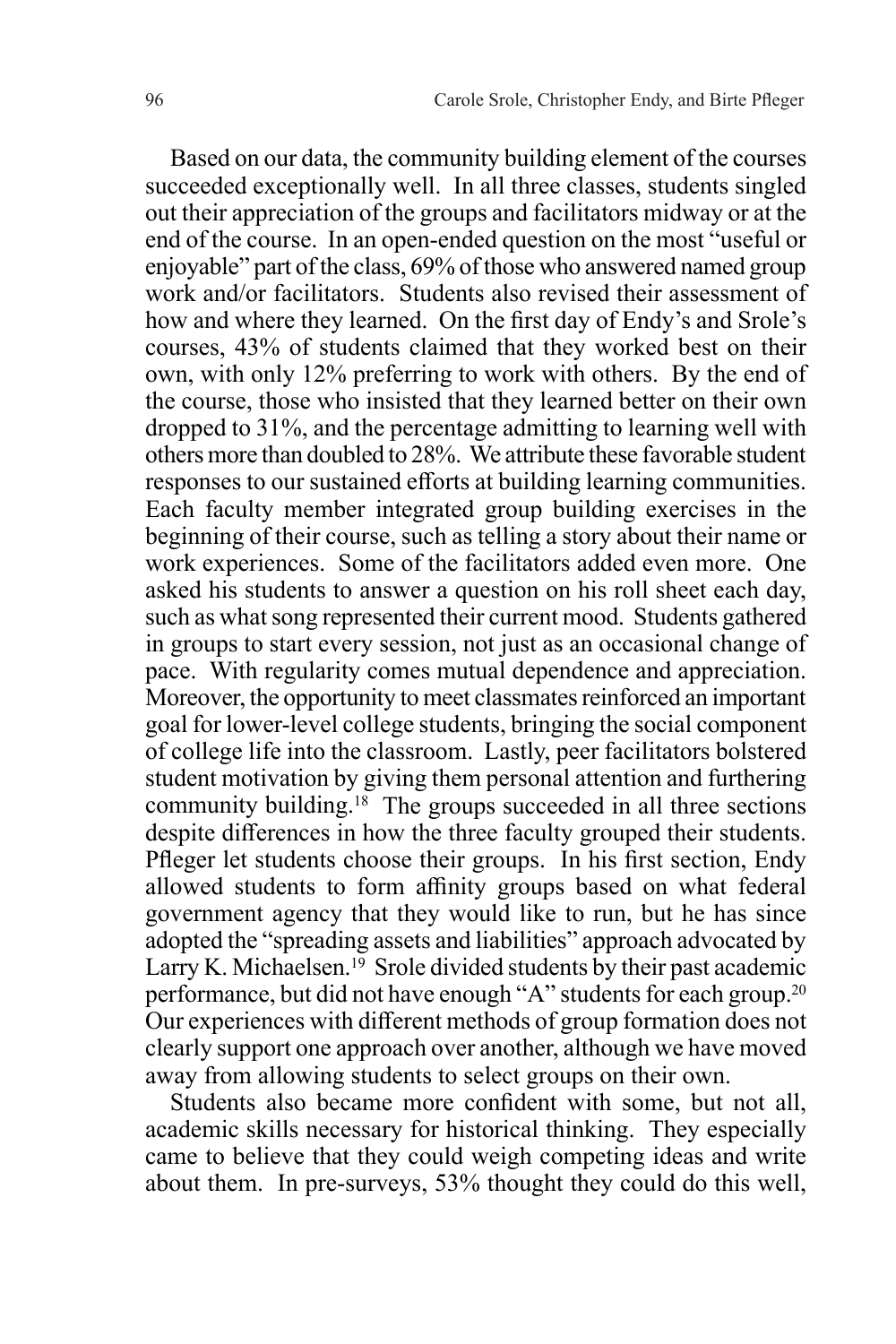Based on our data, the community building element of the courses succeeded exceptionally well. In all three classes, students singled out their appreciation of the groups and facilitators midway or at the end of the course. In an open-ended question on the most "useful or enjoyable" part of the class, 69% of those who answered named group work and/or facilitators. Students also revised their assessment of how and where they learned. On the first day of Endy's and Srole's courses, 43% of students claimed that they worked best on their own, with only 12% preferring to work with others. By the end of the course, those who insisted that they learned better on their own dropped to 31%, and the percentage admitting to learning well with others more than doubled to 28%. We attribute these favorable student responses to our sustained efforts at building learning communities. Each faculty member integrated group building exercises in the beginning of their course, such as telling a story about their name or work experiences. Some of the facilitators added even more. One asked his students to answer a question on his roll sheet each day, such as what song represented their current mood. Students gathered in groups to start every session, not just as an occasional change of pace. With regularity comes mutual dependence and appreciation. Moreover, the opportunity to meet classmates reinforced an important goal for lower-level college students, bringing the social component of college life into the classroom. Lastly, peer facilitators bolstered student motivation by giving them personal attention and furthering community building.[18] The groups succeeded in all three sections despite differences in how the three faculty grouped their students. Pfleger let students choose their groups. In his first section, Endy allowed students to form affinity groups based on what federal government agency that they would like to run, but he has since adopted the "spreading assets and liabilities" approach advocated by Larry K. Michaelsen.[19] Srole divided students by their past academic performance, but did not have enough "A" students for each group.[20] Our experiences with different methods of group formation does not clearly support one approach over another, although we have moved away from allowing students to select groups on their own.

Students also became more confident with some, but not all, academic skills necessary for historical thinking. They especially came to believe that they could weigh competing ideas and write about them. In pre-surveys, 53% thought they could do this well,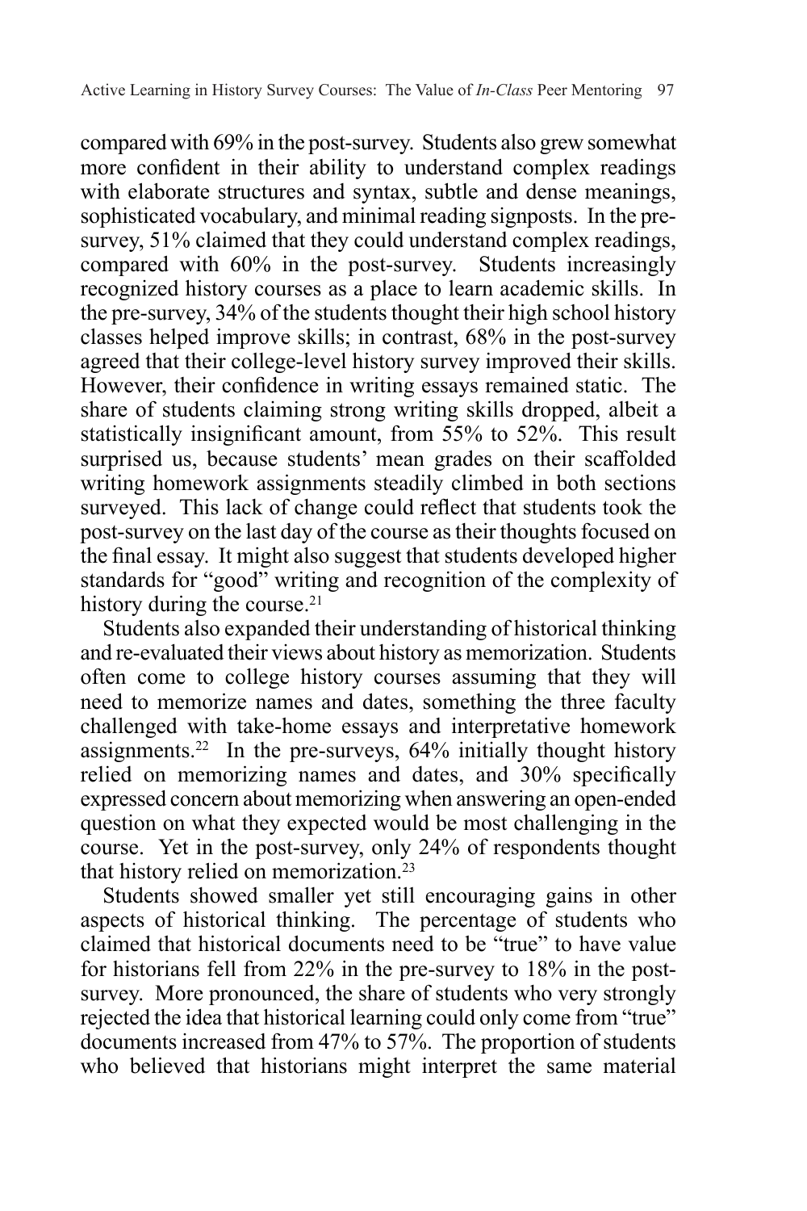compared with 69% in the post-survey. Students also grew somewhat more confident in their ability to understand complex readings with elaborate structures and syntax, subtle and dense meanings, sophisticated vocabulary, and minimal reading signposts. In the pre-survey, 51% claimed that they could understand complex readings, compared with 60% in the post-survey. Students increasingly recognized history courses as a place to learn academic skills. In the pre-survey, 34% of the students thought their high school history classes helped improve skills; in contrast, 68% in the post-survey agreed that their college-level history survey improved their skills. However, their confidence in writing essays remained static. The share of students claiming strong writing skills dropped, albeit a statistically insignificant amount, from 55% to 52%. This result surprised us, because students' mean grades on their scaffolded writing homework assignments steadily climbed in both sections surveyed. This lack of change could reflect that students took the post-survey on the last day of the course as their thoughts focused on the final essay. It might also suggest that students developed higher standards for "good" writing and recognition of the complexity of history during the course.[21]

Students also expanded their understanding of historical thinking and re-evaluated their views about history as memorization. Students often come to college history courses assuming that they will need to memorize names and dates, something the three faculty challenged with take-home essays and interpretative homework assignments.[22] In the pre-surveys, 64% initially thought history relied on memorizing names and dates, and 30% specifically expressed concern about memorizing when answering an open-ended question on what they expected would be most challenging in the course. Yet in the post-survey, only 24% of respondents thought that history relied on memorization.[23]

Students showed smaller yet still encouraging gains in other aspects of historical thinking. The percentage of students who claimed that historical documents need to be "true" to have value for historians fell from 22% in the pre-survey to 18% in the post-survey. More pronounced, the share of students who very strongly rejected the idea that historical learning could only come from "true" documents increased from 47% to 57%. The proportion of students who believed that historians might interpret the same material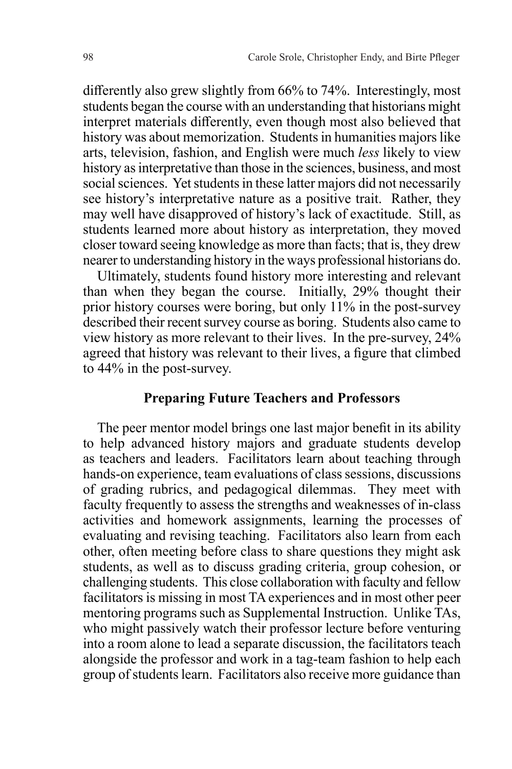differently also grew slightly from 66% to 74%. Interestingly, most students began the course with an understanding that historians might interpret materials differently, even though most also believed that history was about memorization. Students in humanities majors like arts, television, fashion, and English were much *less* likely to view history as interpretative than those in the sciences, business, and most social sciences. Yet students in these latter majors did not necessarily see history's interpretative nature as a positive trait. Rather, they may well have disapproved of history's lack of exactitude. Still, as students learned more about history as interpretation, they moved closer toward seeing knowledge as more than facts; that is, they drew nearer to understanding history in the ways professional historians do.

Ultimately, students found history more interesting and relevant than when they began the course. Initially, 29% thought their prior history courses were boring, but only 11% in the post-survey described their recent survey course as boring. Students also came to view history as more relevant to their lives. In the pre-survey, 24% agreed that history was relevant to their lives, a figure that climbed to 44% in the post-survey.

## Preparing Future Teachers and Professors

The peer mentor model brings one last major benefit in its ability to help advanced history majors and graduate students develop as teachers and leaders. Facilitators learn about teaching through hands-on experience, team evaluations of class sessions, discussions of grading rubrics, and pedagogical dilemmas. They meet with faculty frequently to assess the strengths and weaknesses of in-class activities and homework assignments, learning the processes of evaluating and revising teaching. Facilitators also learn from each other, often meeting before class to share questions they might ask students, as well as to discuss grading criteria, group cohesion, or challenging students. This close collaboration with faculty and fellow facilitators is missing in most TA experiences and in most other peer mentoring programs such as Supplemental Instruction. Unlike TAs, who might passively watch their professor lecture before venturing into a room alone to lead a separate discussion, the facilitators teach alongside the professor and work in a tag-team fashion to help each group of students learn. Facilitators also receive more guidance than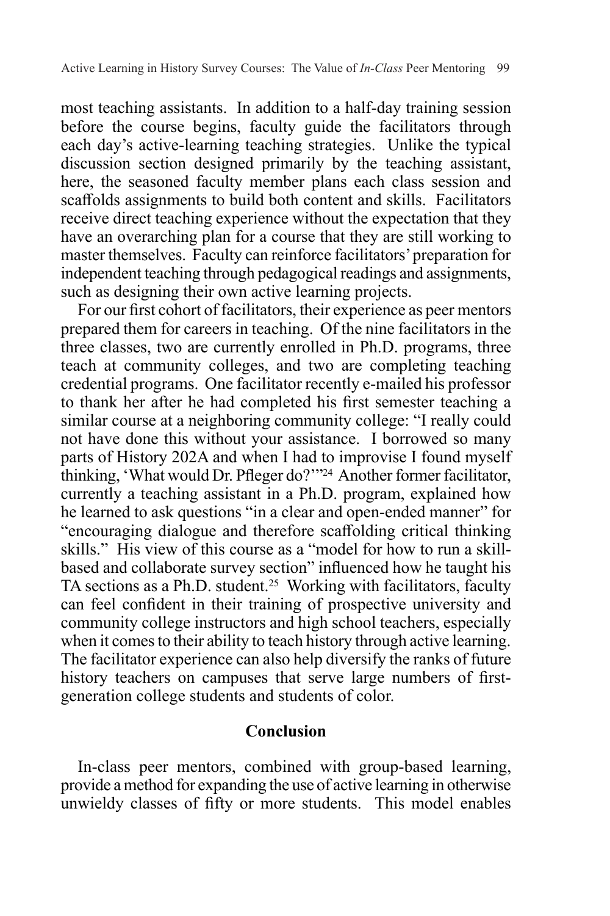most teaching assistants. In addition to a half-day training session before the course begins, faculty guide the facilitators through each day's active-learning teaching strategies. Unlike the typical discussion section designed primarily by the teaching assistant, here, the seasoned faculty member plans each class session and scaffolds assignments to build both content and skills. Facilitators receive direct teaching experience without the expectation that they have an overarching plan for a course that they are still working to master themselves. Faculty can reinforce facilitators' preparation for independent teaching through pedagogical readings and assignments, such as designing their own active learning projects.

For our first cohort of facilitators, their experience as peer mentors prepared them for careers in teaching. Of the nine facilitators in the three classes, two are currently enrolled in Ph.D. programs, three teach at community colleges, and two are completing teaching credential programs. One facilitator recently e-mailed his professor to thank her after he had completed his first semester teaching a similar course at a neighboring community college: "I really could not have done this without your assistance. I borrowed so many parts of History 202A and when I had to improvise I found myself thinking, 'What would Dr. Pfleger do?'"[24] Another former facilitator, currently a teaching assistant in a Ph.D. program, explained how he learned to ask questions "in a clear and open-ended manner" for "encouraging dialogue and therefore scaffolding critical thinking skills." His view of this course as a "model for how to run a skill-based and collaborate survey section" influenced how he taught his TA sections as a Ph.D. student.[25] Working with facilitators, faculty can feel confident in their training of prospective university and community college instructors and high school teachers, especially when it comes to their ability to teach history through active learning. The facilitator experience can also help diversify the ranks of future history teachers on campuses that serve large numbers of first-generation college students and students of color.

## Conclusion

In-class peer mentors, combined with group-based learning, provide a method for expanding the use of active learning in otherwise unwieldy classes of fifty or more students. This model enables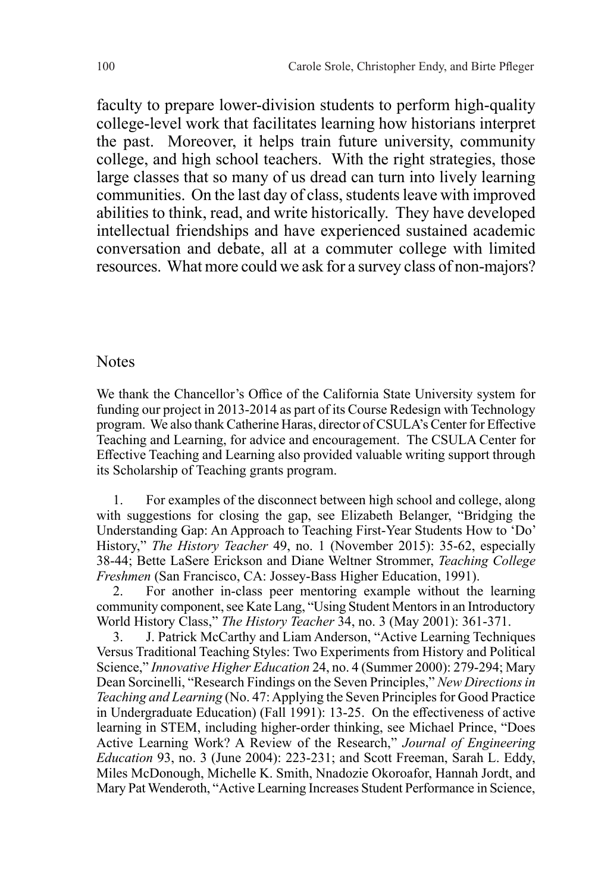faculty to prepare lower-division students to perform high-quality college-level work that facilitates learning how historians interpret the past. Moreover, it helps train future university, community college, and high school teachers. With the right strategies, those large classes that so many of us dread can turn into lively learning communities. On the last day of class, students leave with improved abilities to think, read, and write historically. They have developed intellectual friendships and have experienced sustained academic conversation and debate, all at a commuter college with limited resources. What more could we ask for a survey class of non-majors?

## Notes

We thank the Chancellor's Office of the California State University system for funding our project in 2013-2014 as part of its Course Redesign with Technology program. We also thank Catherine Haras, director of CSULA's Center for Effective Teaching and Learning, for advice and encouragement. The CSULA Center for Effective Teaching and Learning also provided valuable writing support through its Scholarship of Teaching grants program.

1. For examples of the disconnect between high school and college, along with suggestions for closing the gap, see Elizabeth Belanger, "Bridging the Understanding Gap: An Approach to Teaching First-Year Students How to 'Do' History," *The History Teacher* 49, no. 1 (November 2015): 35-62, especially 38-44; Bette LaSere Erickson and Diane Weltner Strommer, *Teaching College Freshmen* (San Francisco, CA: Jossey-Bass Higher Education, 1991).

2. For another in-class peer mentoring example without the learning community component, see Kate Lang, "Using Student Mentors in an Introductory World History Class," *The History Teacher* 34, no. 3 (May 2001): 361-371.

3. J. Patrick McCarthy and Liam Anderson, "Active Learning Techniques Versus Traditional Teaching Styles: Two Experiments from History and Political Science," *Innovative Higher Education* 24, no. 4 (Summer 2000): 279-294; Mary Dean Sorcinelli, "Research Findings on the Seven Principles," *New Directions in Teaching and Learning* (No. 47: Applying the Seven Principles for Good Practice in Undergraduate Education) (Fall 1991): 13-25. On the effectiveness of active learning in STEM, including higher-order thinking, see Michael Prince, "Does Active Learning Work? A Review of the Research," *Journal of Engineering Education* 93, no. 3 (June 2004): 223-231; and Scott Freeman, Sarah L. Eddy, Miles McDonough, Michelle K. Smith, Nnadozie Okoroafor, Hannah Jordt, and Mary Pat Wenderoth, "Active Learning Increases Student Performance in Science,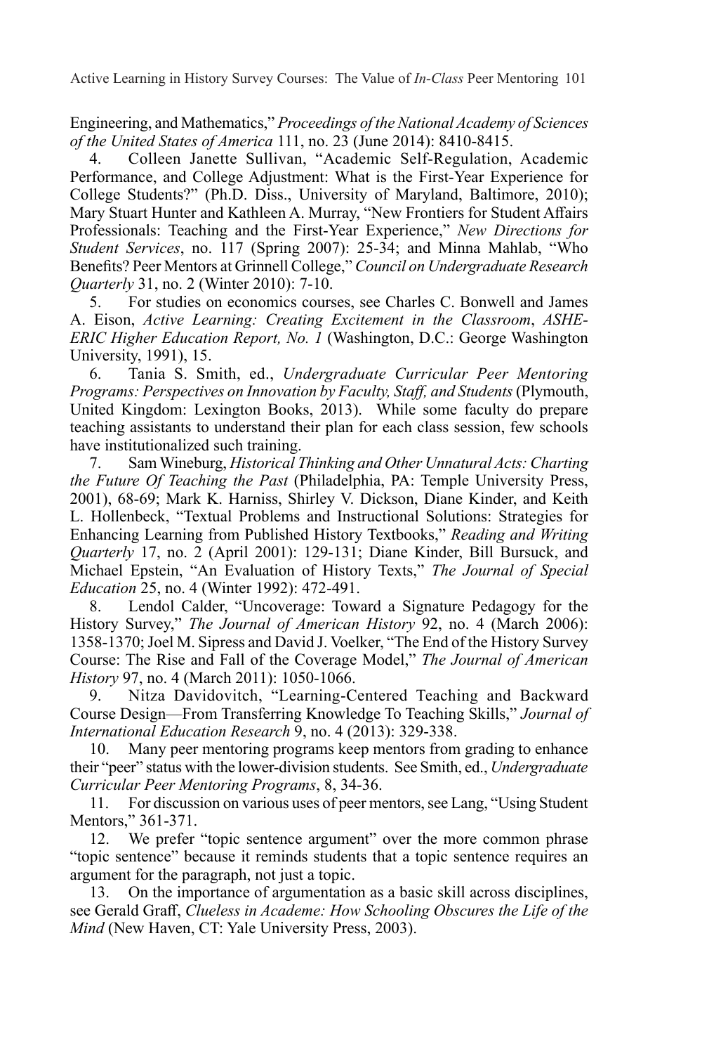Engineering, and Mathematics," *Proceedings of the National Academy of Sciences of the United States of America* 111, no. 23 (June 2014): 8410-8415.

4. Colleen Janette Sullivan, "Academic Self-Regulation, Academic Performance, and College Adjustment: What is the First-Year Experience for College Students?" (Ph.D. Diss., University of Maryland, Baltimore, 2010); Mary Stuart Hunter and Kathleen A. Murray, "New Frontiers for Student Affairs Professionals: Teaching and the First-Year Experience," *New Directions for Student Services*, no. 117 (Spring 2007): 25-34; and Minna Mahlab, "Who Benefits? Peer Mentors at Grinnell College," *Council on Undergraduate Research Quarterly* 31, no. 2 (Winter 2010): 7-10.

5. For studies on economics courses, see Charles C. Bonwell and James A. Eison, *Active Learning: Creating Excitement in the Classroom*, *ASHE-ERIC Higher Education Report, No. 1* (Washington, D.C.: George Washington University, 1991), 15.

6. Tania S. Smith, ed., *Undergraduate Curricular Peer Mentoring Programs: Perspectives on Innovation by Faculty, Staff, and Students* (Plymouth, United Kingdom: Lexington Books, 2013). While some faculty do prepare teaching assistants to understand their plan for each class session, few schools have institutionalized such training.

7. Sam Wineburg, *Historical Thinking and Other Unnatural Acts: Charting the Future Of Teaching the Past* (Philadelphia, PA: Temple University Press, 2001), 68-69; Mark K. Harniss, Shirley V. Dickson, Diane Kinder, and Keith L. Hollenbeck, "Textual Problems and Instructional Solutions: Strategies for Enhancing Learning from Published History Textbooks," *Reading and Writing Quarterly* 17, no. 2 (April 2001): 129-131; Diane Kinder, Bill Bursuck, and Michael Epstein, "An Evaluation of History Texts," *The Journal of Special Education* 25, no. 4 (Winter 1992): 472-491.

8. Lendol Calder, "Uncoverage: Toward a Signature Pedagogy for the History Survey," *The Journal of American History* 92, no. 4 (March 2006): 1358-1370; Joel M. Sipress and David J. Voelker, "The End of the History Survey Course: The Rise and Fall of the Coverage Model," *The Journal of American History* 97, no. 4 (March 2011): 1050-1066.

9. Nitza Davidovitch, "Learning-Centered Teaching and Backward Course Design—From Transferring Knowledge To Teaching Skills," *Journal of International Education Research* 9, no. 4 (2013): 329-338.

10. Many peer mentoring programs keep mentors from grading to enhance their "peer" status with the lower-division students. See Smith, ed., *Undergraduate Curricular Peer Mentoring Programs*, 8, 34-36.

11. For discussion on various uses of peer mentors, see Lang, "Using Student Mentors," 361-371.

12. We prefer "topic sentence argument" over the more common phrase "topic sentence" because it reminds students that a topic sentence requires an argument for the paragraph, not just a topic.

13. On the importance of argumentation as a basic skill across disciplines, see Gerald Graff, *Clueless in Academe: How Schooling Obscures the Life of the Mind* (New Haven, CT: Yale University Press, 2003).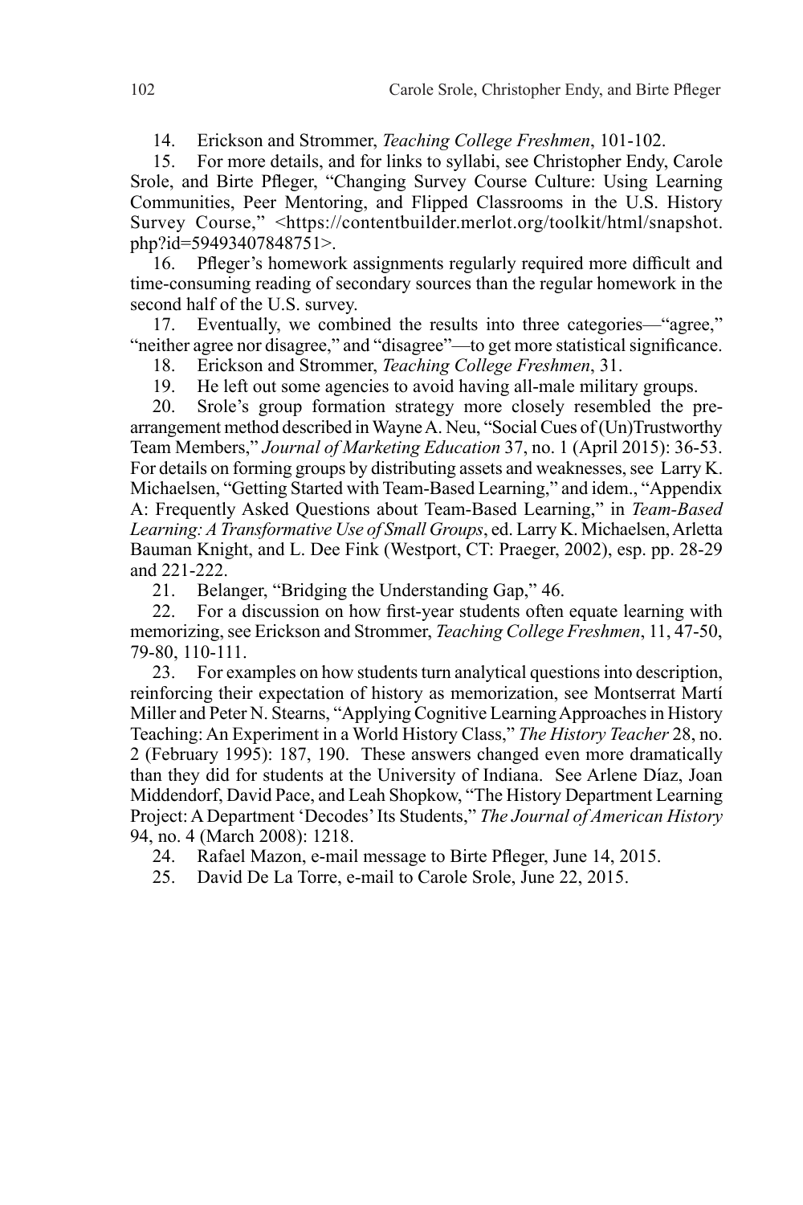14. Erickson and Strommer, *Teaching College Freshmen*, 101-102.

15. For more details, and for links to syllabi, see Christopher Endy, Carole Srole, and Birte Pfleger, "Changing Survey Course Culture: Using Learning Communities, Peer Mentoring, and Flipped Classrooms in the U.S. History Survey Course," <https://contentbuilder.merlot.org/toolkit/html/snapshot.php?id=59493407848751>.

16. Pfleger's homework assignments regularly required more difficult and time-consuming reading of secondary sources than the regular homework in the second half of the U.S. survey.

17. Eventually, we combined the results into three categories—"agree," "neither agree nor disagree," and "disagree"—to get more statistical significance.

18. Erickson and Strommer, *Teaching College Freshmen*, 31.

19. He left out some agencies to avoid having all-male military groups.

20. Srole's group formation strategy more closely resembled the pre-arrangement method described in Wayne A. Neu, "Social Cues of (Un)Trustworthy Team Members," *Journal of Marketing Education* 37, no. 1 (April 2015): 36-53. For details on forming groups by distributing assets and weaknesses, see Larry K. Michaelsen, "Getting Started with Team-Based Learning," and idem., "Appendix A: Frequently Asked Questions about Team-Based Learning," in *Team-Based Learning: A Transformative Use of Small Groups*, ed. Larry K. Michaelsen, Arletta Bauman Knight, and L. Dee Fink (Westport, CT: Praeger, 2002), esp. pp. 28-29 and 221-222.

21. Belanger, "Bridging the Understanding Gap," 46.

22. For a discussion on how first-year students often equate learning with memorizing, see Erickson and Strommer, *Teaching College Freshmen*, 11, 47-50, 79-80, 110-111.

23. For examples on how students turn analytical questions into description, reinforcing their expectation of history as memorization, see Montserrat Martí Miller and Peter N. Stearns, "Applying Cognitive Learning Approaches in History Teaching: An Experiment in a World History Class," *The History Teacher* 28, no. 2 (February 1995): 187, 190. These answers changed even more dramatically than they did for students at the University of Indiana. See Arlene Díaz, Joan Middendorf, David Pace, and Leah Shopkow, "The History Department Learning Project: A Department 'Decodes' Its Students," *The Journal of American History* 94, no. 4 (March 2008): 1218.

24. Rafael Mazon, e-mail message to Birte Pfleger, June 14, 2015.

25. David De La Torre, e-mail to Carole Srole, June 22, 2015.